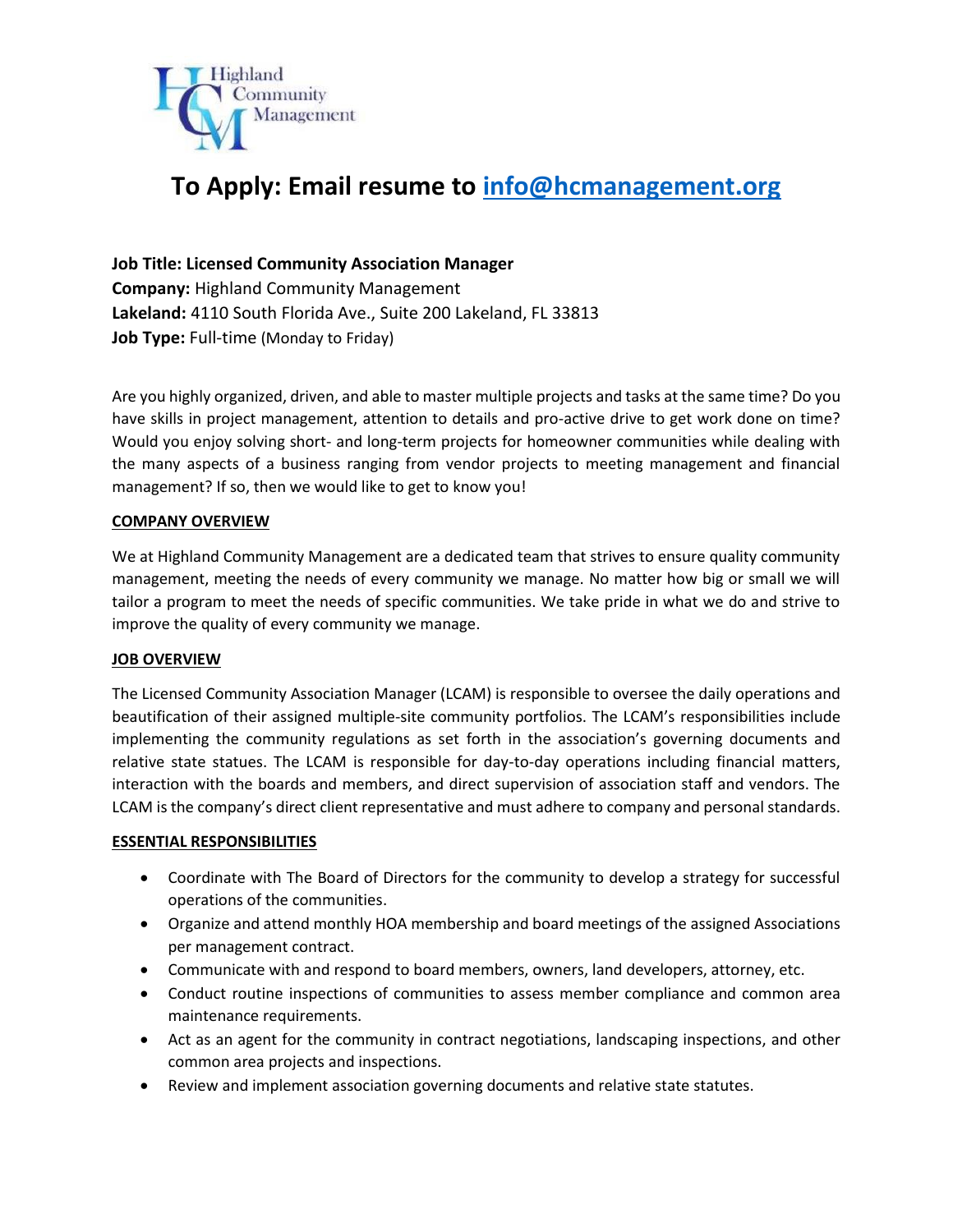Highland Community Management

# To Apply: Email resume to info@hcmanagement.org

**Job Title: Licensed Community Association Manager**
**Company:** Highland Community Management
**Lakeland:** 4110 South Florida Ave., Suite 200 Lakeland, FL 33813
**Job Type:** Full-time (Monday to Friday)

Are you highly organized, driven, and able to master multiple projects and tasks at the same time? Do you have skills in project management, attention to details and pro-active drive to get work done on time? Would you enjoy solving short- and long-term projects for homeowner communities while dealing with the many aspects of a business ranging from vendor projects to meeting management and financial management? If so, then we would like to get to know you!

**COMPANY OVERVIEW**

We at Highland Community Management are a dedicated team that strives to ensure quality community management, meeting the needs of every community we manage. No matter how big or small we will tailor a program to meet the needs of specific communities. We take pride in what we do and strive to improve the quality of every community we manage.

**JOB OVERVIEW**

The Licensed Community Association Manager (LCAM) is responsible to oversee the daily operations and beautification of their assigned multiple-site community portfolios. The LCAM's responsibilities include implementing the community regulations as set forth in the association's governing documents and relative state statues. The LCAM is responsible for day-to-day operations including financial matters, interaction with the boards and members, and direct supervision of association staff and vendors. The LCAM is the company's direct client representative and must adhere to company and personal standards.

**ESSENTIAL RESPONSIBILITIES**

- Coordinate with The Board of Directors for the community to develop a strategy for successful operations of the communities.
- Organize and attend monthly HOA membership and board meetings of the assigned Associations per management contract.
- Communicate with and respond to board members, owners, land developers, attorney, etc.
- Conduct routine inspections of communities to assess member compliance and common area maintenance requirements.
- Act as an agent for the community in contract negotiations, landscaping inspections, and other common area projects and inspections.
- Review and implement association governing documents and relative state statutes.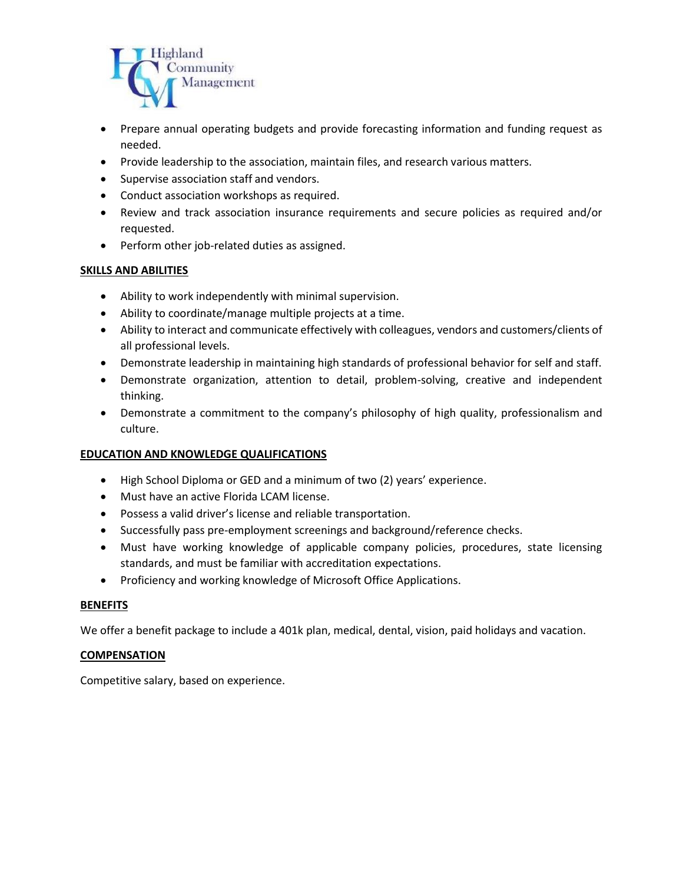- Prepare annual operating budgets and provide forecasting information and funding request as needed.
- Provide leadership to the association, maintain files, and research various matters.
- Supervise association staff and vendors.
- Conduct association workshops as required.
- Review and track association insurance requirements and secure policies as required and/or requested.
- Perform other job-related duties as assigned.

**SKILLS AND ABILITIES**

- Ability to work independently with minimal supervision.
- Ability to coordinate/manage multiple projects at a time.
- Ability to interact and communicate effectively with colleagues, vendors and customers/clients of all professional levels.
- Demonstrate leadership in maintaining high standards of professional behavior for self and staff.
- Demonstrate organization, attention to detail, problem-solving, creative and independent thinking.
- Demonstrate a commitment to the company's philosophy of high quality, professionalism and culture.

**EDUCATION AND KNOWLEDGE QUALIFICATIONS**

- High School Diploma or GED and a minimum of two (2) years' experience.
- Must have an active Florida LCAM license.
- Possess a valid driver's license and reliable transportation.
- Successfully pass pre-employment screenings and background/reference checks.
- Must have working knowledge of applicable company policies, procedures, state licensing standards, and must be familiar with accreditation expectations.
- Proficiency and working knowledge of Microsoft Office Applications.

**BENEFITS**

We offer a benefit package to include a 401k plan, medical, dental, vision, paid holidays and vacation.

**COMPENSATION**

Competitive salary, based on experience.